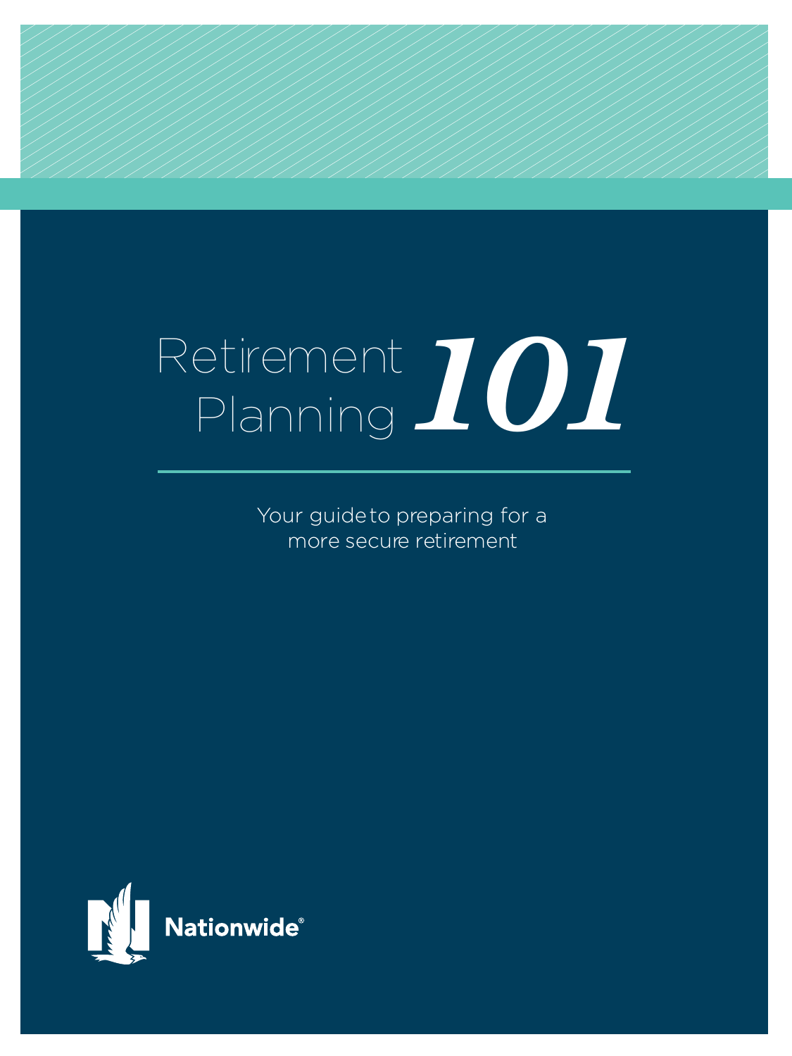# Retirement Planning 101

Your guide to preparing for a more secure retirement

Nationwide®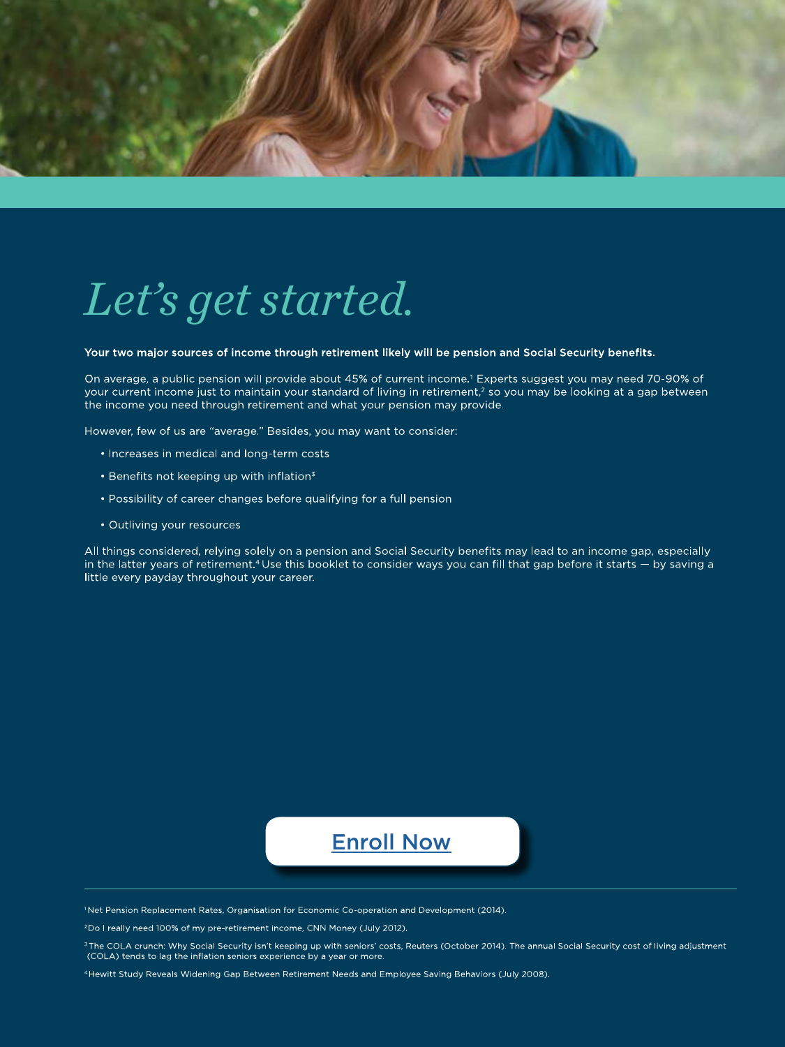# *Let's get started.*

**Your two major sources of income through retirement likely will be pension and Social Security benefits.**

On average, a public pension will provide about 45% of current income.[1] Experts suggest you may need 70-90% of your current income just to maintain your standard of living in retirement,[2] so you may be looking at a gap between the income you need through retirement and what your pension may provide.

However, few of us are "average." Besides, you may want to consider:

- Increases in medical and long-term costs
- Benefits not keeping up with inflation[3]
- Possibility of career changes before qualifying for a full pension
- Outliving your resources

All things considered, relying solely on a pension and Social Security benefits may lead to an income gap, especially in the latter years of retirement.[4] Use this booklet to consider ways you can fill that gap before it starts — by saving a little every payday throughout your career.

Enroll Now

---

[1] Net Pension Replacement Rates, Organisation for Economic Co-operation and Development (2014).

[2] Do I really need 100% of my pre-retirement income, CNN Money (July 2012).

[3] The COLA crunch: Why Social Security isn't keeping up with seniors' costs, Reuters (October 2014). The annual Social Security cost of living adjustment (COLA) tends to lag the inflation seniors experience by a year or more.

[4] Hewitt Study Reveals Widening Gap Between Retirement Needs and Employee Saving Behaviors (July 2008).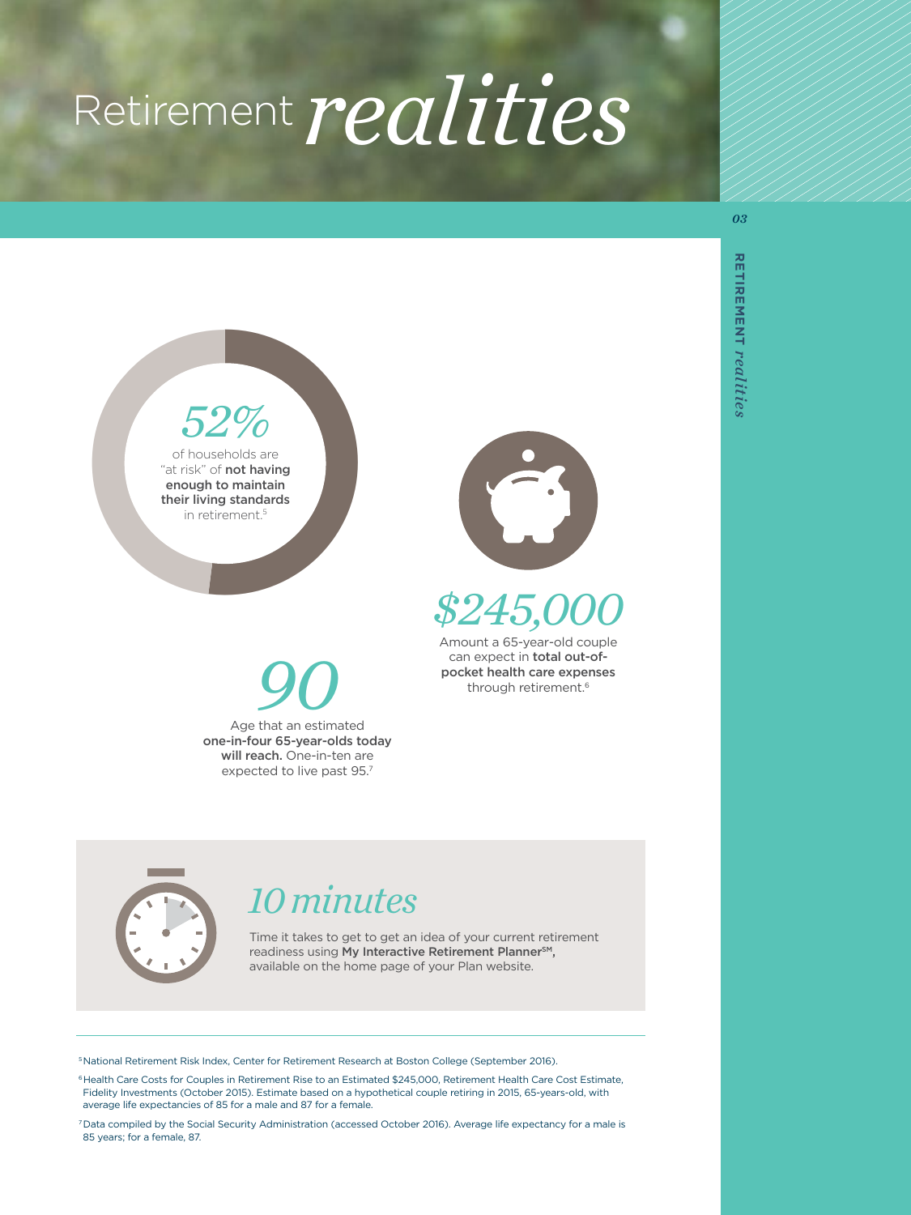# Retirement *realities*

*52%*

of households are "at risk" of **not having enough to maintain their living standards** in retirement.[5]

*$245,000*

Amount a 65-year-old couple can expect in **total out-of-pocket health care expenses** through retirement.[6]

*90*

Age that an estimated **one-in-four 65-year-olds today will reach.** One-in-ten are expected to live past 95.[7]

## *10 minutes*

Time it takes to get an idea of your current retirement readiness using **My Interactive Retirement Planner℠**, available on the home page of your Plan website.

---

[5] National Retirement Risk Index, Center for Retirement Research at Boston College (September 2016).

[6] Health Care Costs for Couples in Retirement Rise to an Estimated $245,000, Retirement Health Care Cost Estimate, Fidelity Investments (October 2015). Estimate based on a hypothetical couple retiring in 2015, 65-years-old, with average life expectancies of 85 for a male and 87 for a female.

[7] Data compiled by the Social Security Administration (accessed October 2016). Average life expectancy for a male is 85 years; for a female, 87.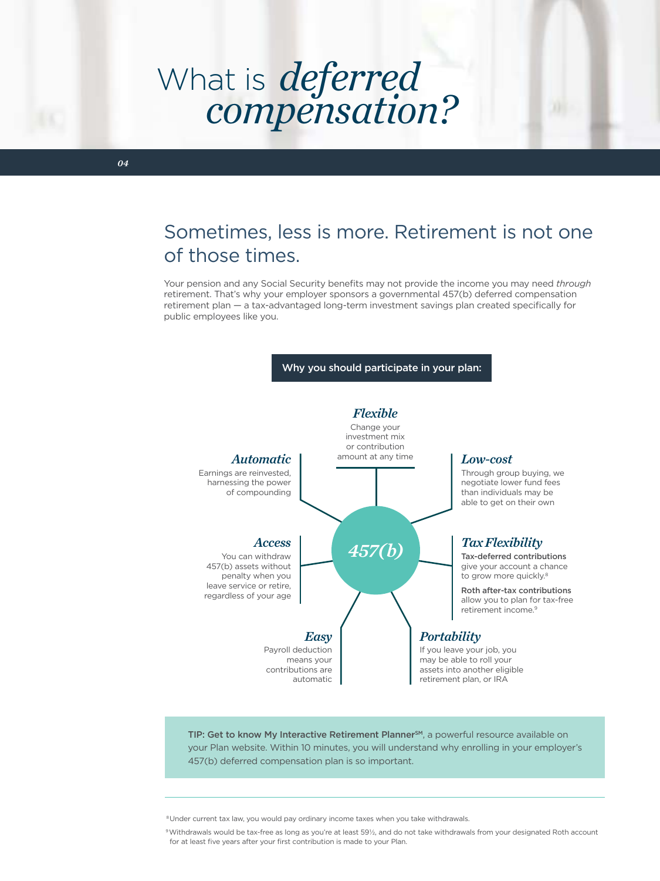# What is *deferred compensation?*

## Sometimes, less is more. Retirement is not one of those times.

Your pension and any Social Security benefits may not provide the income you may need *through* retirement. That's why your employer sponsors a governmental 457(b) deferred compensation retirement plan — a tax-advantaged long-term investment savings plan created specifically for public employees like you.

**Why you should participate in your plan:**

***457(b)***

***Flexible***
Change your investment mix or contribution amount at any time

***Automatic***
Earnings are reinvested, harnessing the power of compounding

***Low-cost***
Through group buying, we negotiate lower fund fees than individuals may be able to get on their own

***Access***
You can withdraw 457(b) assets without penalty when you leave service or retire, regardless of your age

***Tax Flexibility***
**Tax-deferred contributions** give your account a chance to grow more quickly.[8]

**Roth after-tax contributions** allow you to plan for tax-free retirement income.[9]

***Easy***
Payroll deduction means your contributions are automatic

***Portability***
If you leave your job, you may be able to roll your assets into another eligible retirement plan, or IRA

**TIP: Get to know My Interactive Retirement Planner℠**, a powerful resource available on your Plan website. Within 10 minutes, you will understand why enrolling in your employer's 457(b) deferred compensation plan is so important.

---

[8] Under current tax law, you would pay ordinary income taxes when you take withdrawals.

[9] Withdrawals would be tax-free as long as you're at least 59½, and do not take withdrawals from your designated Roth account for at least five years after your first contribution is made to your Plan.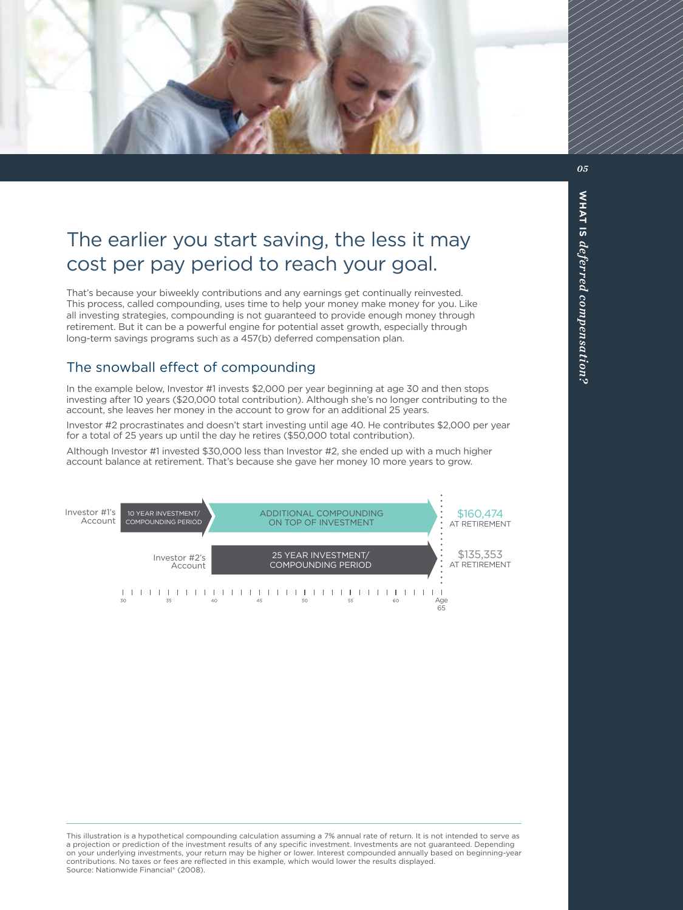# The earlier you start saving, the less it may cost per pay period to reach your goal.

That's because your biweekly contributions and any earnings get continually reinvested. This process, called compounding, uses time to help your money make money for you. Like all investing strategies, compounding is not guaranteed to provide enough money through retirement. But it can be a powerful engine for potential asset growth, especially through long-term savings programs such as a 457(b) deferred compensation plan.

## The snowball effect of compounding

In the example below, Investor #1 invests $2,000 per year beginning at age 30 and then stops investing after 10 years ($20,000 total contribution). Although she's no longer contributing to the account, she leaves her money in the account to grow for an additional 25 years.

Investor #2 procrastinates and doesn't start investing until age 40. He contributes $2,000 per year for a total of 25 years up until the day he retires ($50,000 total contribution).

Although Investor #1 invested $30,000 less than Investor #2, she ended up with a much higher account balance at retirement. That's because she gave her money 10 more years to grow.

Investor #1's Account: 10 YEAR INVESTMENT/ COMPOUNDING PERIOD (age 30–40) + ADDITIONAL COMPOUNDING ON TOP OF INVESTMENT (age 40–65) — $160,474 AT RETIREMENT

Investor #2's Account: 25 YEAR INVESTMENT/ COMPOUNDING PERIOD (age 40–65) — $135,353 AT RETIREMENT

Age: 30, 35, 40, 45, 50, 55, 60, 65

This illustration is a hypothetical compounding calculation assuming a 7% annual rate of return. It is not intended to serve as a projection or prediction of the investment results of any specific investment. Investments are not guaranteed. Depending on your underlying investments, your return may be higher or lower. Interest compounded annually based on beginning-year contributions. No taxes or fees are reflected in this example, which would lower the results displayed.
Source: Nationwide Financial® (2008).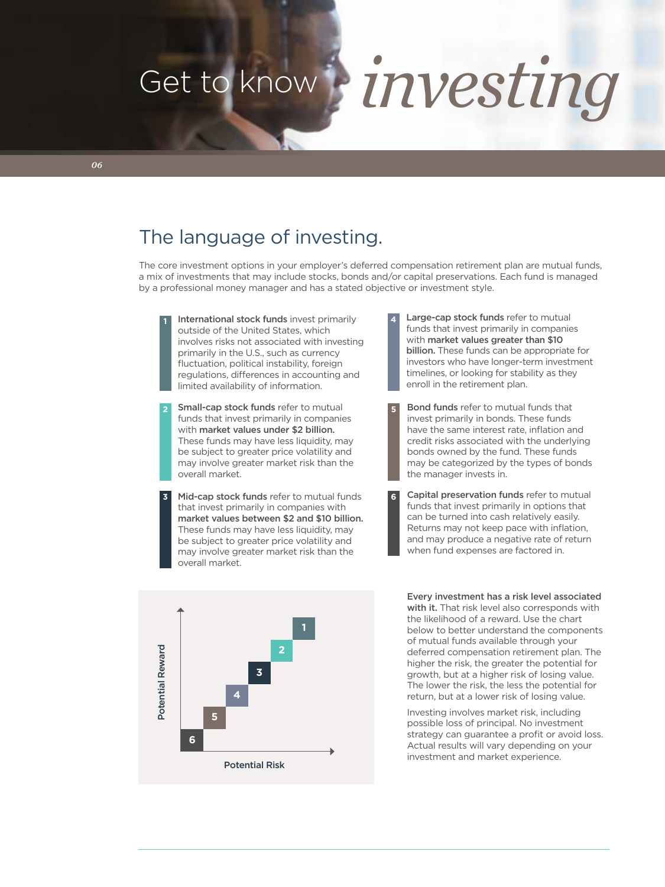# Get to know *investing*

## The language of investing.

The core investment options in your employer's deferred compensation retirement plan are mutual funds, a mix of investments that may include stocks, bonds and/or capital preservations. Each fund is managed by a professional money manager and has a stated objective or investment style.

1. **International stock funds** invest primarily outside of the United States, which involves risks not associated with investing primarily in the U.S., such as currency fluctuation, political instability, foreign regulations, differences in accounting and limited availability of information.

2. **Small-cap stock funds** refer to mutual funds that invest primarily in companies with **market values under $2 billion.** These funds may have less liquidity, may be subject to greater price volatility and may involve greater market risk than the overall market.

3. **Mid-cap stock funds** refer to mutual funds that invest primarily in companies with **market values between $2 and $10 billion.** These funds may have less liquidity, may be subject to greater price volatility and may involve greater market risk than the overall market.

4. **Large-cap stock funds** refer to mutual funds that invest primarily in companies with **market values greater than $10 billion.** These funds can be appropriate for investors who have longer-term investment timelines, or looking for stability as they enroll in the retirement plan.

5. **Bond funds** refer to mutual funds that invest primarily in bonds. These funds have the same interest rate, inflation and credit risks associated with the underlying bonds owned by the fund. These funds may be categorized by the types of bonds the manager invests in.

6. **Capital preservation funds** refer to mutual funds that invest primarily in options that can be turned into cash relatively easily. Returns may not keep pace with inflation, and may produce a negative rate of return when fund expenses are factored in.

Potential Reward (vertical axis) / Potential Risk (horizontal axis): 6, 5, 4, 3, 2, 1 (from lowest risk and reward to highest)

**Every investment has a risk level associated with it.** That risk level also corresponds with the likelihood of a reward. Use the chart below to better understand the components of mutual funds available through your deferred compensation retirement plan. The higher the risk, the greater the potential for growth, but at a higher risk of losing value. The lower the risk, the less the potential for return, but at a lower risk of losing value.

Investing involves market risk, including possible loss of principal. No investment strategy can guarantee a profit or avoid loss. Actual results will vary depending on your investment and market experience.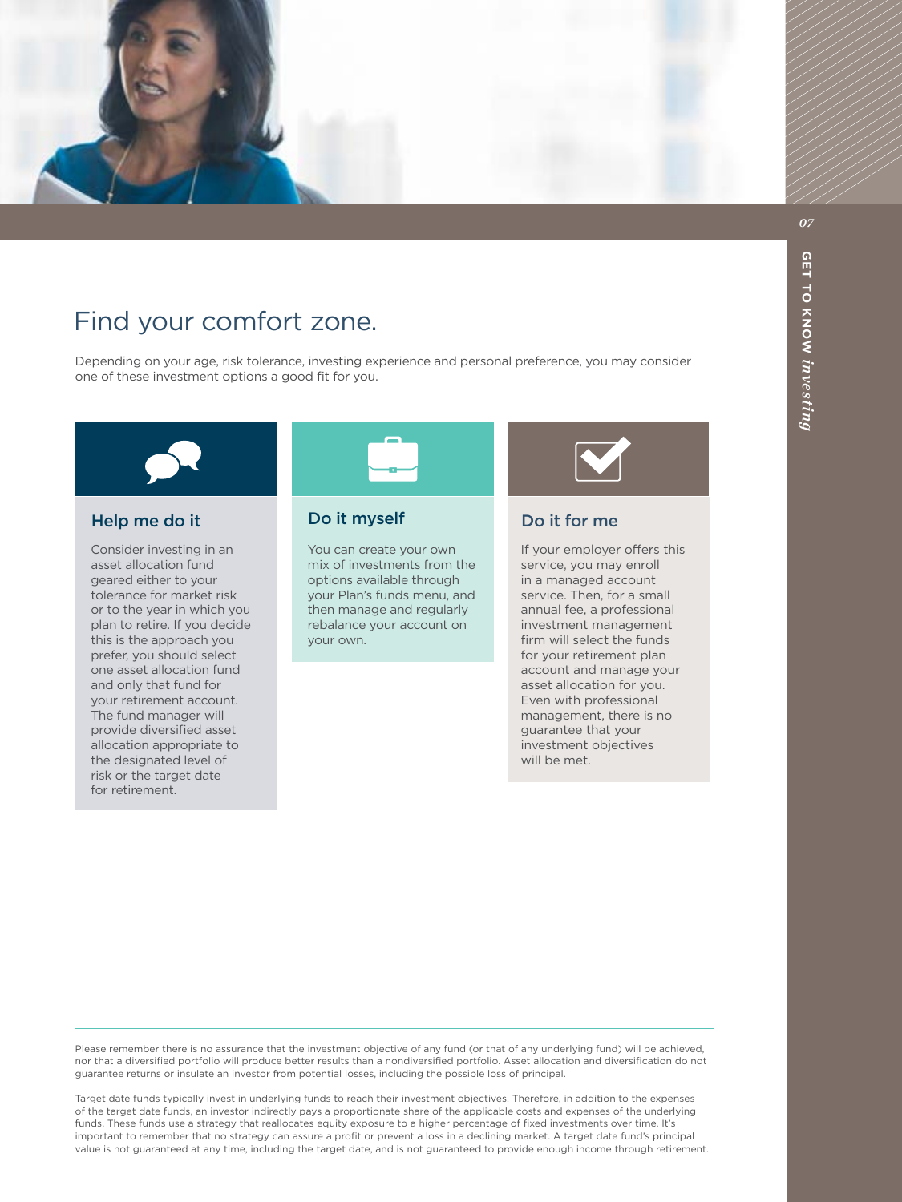# Find your comfort zone.

Depending on your age, risk tolerance, investing experience and personal preference, you may consider one of these investment options a good fit for you.

### Help me do it

Consider investing in an asset allocation fund geared either to your tolerance for market risk or to the year in which you plan to retire. If you decide this is the approach you prefer, you should select one asset allocation fund and only that fund for your retirement account. The fund manager will provide diversified asset allocation appropriate to the designated level of risk or the target date for retirement.

### Do it myself

You can create your own mix of investments from the options available through your Plan's funds menu, and then manage and regularly rebalance your account on your own.

### Do it for me

If your employer offers this service, you may enroll in a managed account service. Then, for a small annual fee, a professional investment management firm will select the funds for your retirement plan account and manage your asset allocation for you. Even with professional management, there is no guarantee that your investment objectives will be met.

---

Please remember there is no assurance that the investment objective of any fund (or that of any underlying fund) will be achieved, nor that a diversified portfolio will produce better results than a nondiversified portfolio. Asset allocation and diversification do not guarantee returns or insulate an investor from potential losses, including the possible loss of principal.

Target date funds typically invest in underlying funds to reach their investment objectives. Therefore, in addition to the expenses of the target date funds, an investor indirectly pays a proportionate share of the applicable costs and expenses of the underlying funds. These funds use a strategy that reallocates equity exposure to a higher percentage of fixed investments over time. It's important to remember that no strategy can assure a profit or prevent a loss in a declining market. A target date fund's principal value is not guaranteed at any time, including the target date, and is not guaranteed to provide enough income through retirement.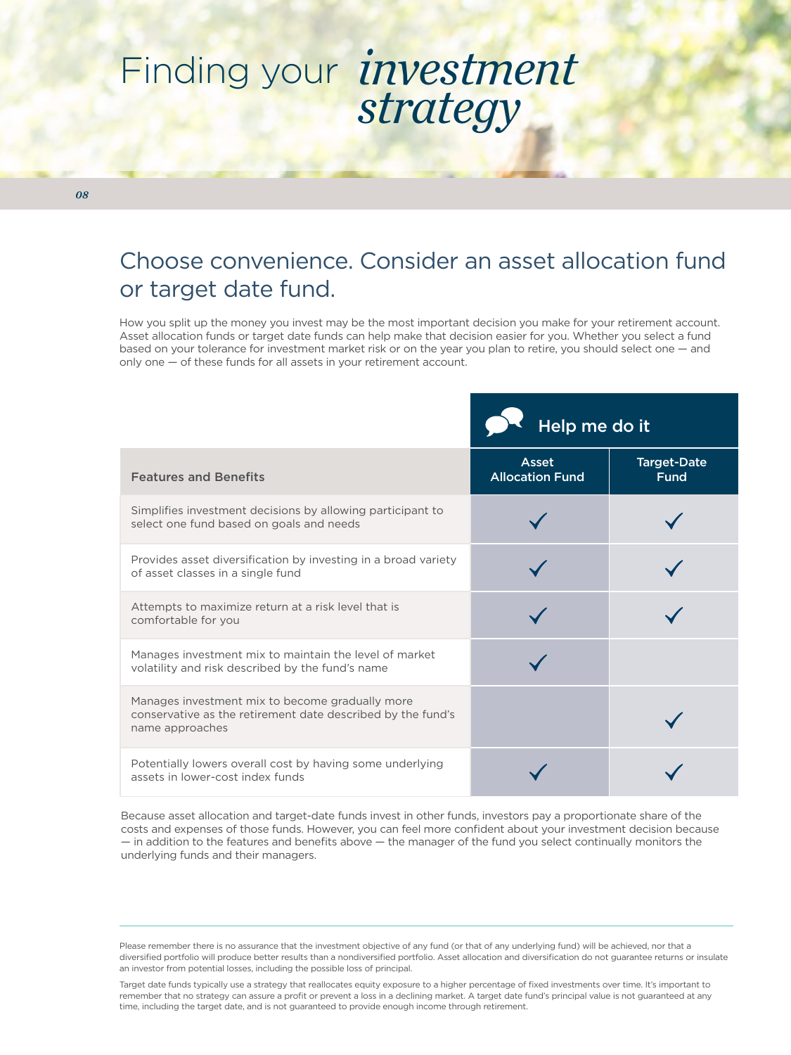# Finding your *investment strategy*

## Choose convenience. Consider an asset allocation fund or target date fund.

How you split up the money you invest may be the most important decision you make for your retirement account. Asset allocation funds or target date funds can help make that decision easier for you. Whether you select a fund based on your tolerance for investment market risk or on the year you plan to retire, you should select one — and only one — of these funds for all assets in your retirement account.

| | Help me do it | |
|---|---|---|
| **Features and Benefits** | **Asset Allocation Fund** | **Target-Date Fund** |
| Simplifies investment decisions by allowing participant to select one fund based on goals and needs | ✓ | ✓ |
| Provides asset diversification by investing in a broad variety of asset classes in a single fund | ✓ | ✓ |
| Attempts to maximize return at a risk level that is comfortable for you | ✓ | ✓ |
| Manages investment mix to maintain the level of market volatility and risk described by the fund's name | ✓ | |
| Manages investment mix to become gradually more conservative as the retirement date described by the fund's name approaches | | ✓ |
| Potentially lowers overall cost by having some underlying assets in lower-cost index funds | ✓ | ✓ |

Because asset allocation and target-date funds invest in other funds, investors pay a proportionate share of the costs and expenses of those funds. However, you can feel more confident about your investment decision because — in addition to the features and benefits above — the manager of the fund you select continually monitors the underlying funds and their managers.

Please remember there is no assurance that the investment objective of any fund (or that of any underlying fund) will be achieved, nor that a diversified portfolio will produce better results than a nondiversified portfolio. Asset allocation and diversification do not guarantee returns or insulate an investor from potential losses, including the possible loss of principal.

Target date funds typically use a strategy that reallocates equity exposure to a higher percentage of fixed investments over time. It's important to remember that no strategy can assure a profit or prevent a loss in a declining market. A target date fund's principal value is not guaranteed at any time, including the target date, and is not guaranteed to provide enough income through retirement.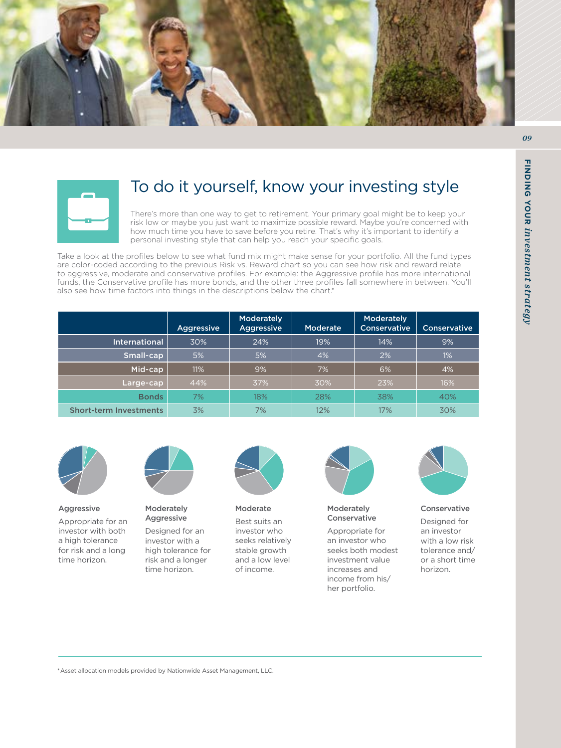# To do it yourself, know your investing style

There's more than one way to get to retirement. Your primary goal might be to keep your risk low or maybe you just want to maximize possible reward. Maybe you're concerned with how much time you have to save before you retire. That's why it's important to identify a personal investing style that can help you reach your specific goals.

Take a look at the profiles below to see what fund mix might make sense for your portfolio. All the fund types are color-coded according to the previous Risk vs. Reward chart so you can see how risk and reward relate to aggressive, moderate and conservative profiles. For example: the Aggressive profile has more international funds, the Conservative profile has more bonds, and the other three profiles fall somewhere in between. You'll also see how time factors into things in the descriptions below the chart.*

| | Aggressive | Moderately Aggressive | Moderate | Moderately Conservative | Conservative |
|---|---|---|---|---|---|
| International | 30% | 24% | 19% | 14% | 9% |
| Small-cap | 5% | 5% | 4% | 2% | 1% |
| Mid-cap | 11% | 9% | 7% | 6% | 4% |
| Large-cap | 44% | 37% | 30% | 23% | 16% |
| Bonds | 7% | 18% | 28% | 38% | 40% |
| Short-term Investments | 3% | 7% | 12% | 17% | 30% |

**Aggressive**

Appropriate for an investor with both a high tolerance for risk and a long time horizon.

**Moderately Aggressive**

Designed for an investor with a high tolerance for risk and a longer time horizon.

**Moderate**

Best suits an investor who seeks relatively stable growth and a low level of income.

**Moderately Conservative**

Appropriate for an investor who seeks both modest investment value increases and income from his/her portfolio.

**Conservative**

Designed for an investor with a low risk tolerance and/or a short time horizon.

*Asset allocation models provided by Nationwide Asset Management, LLC.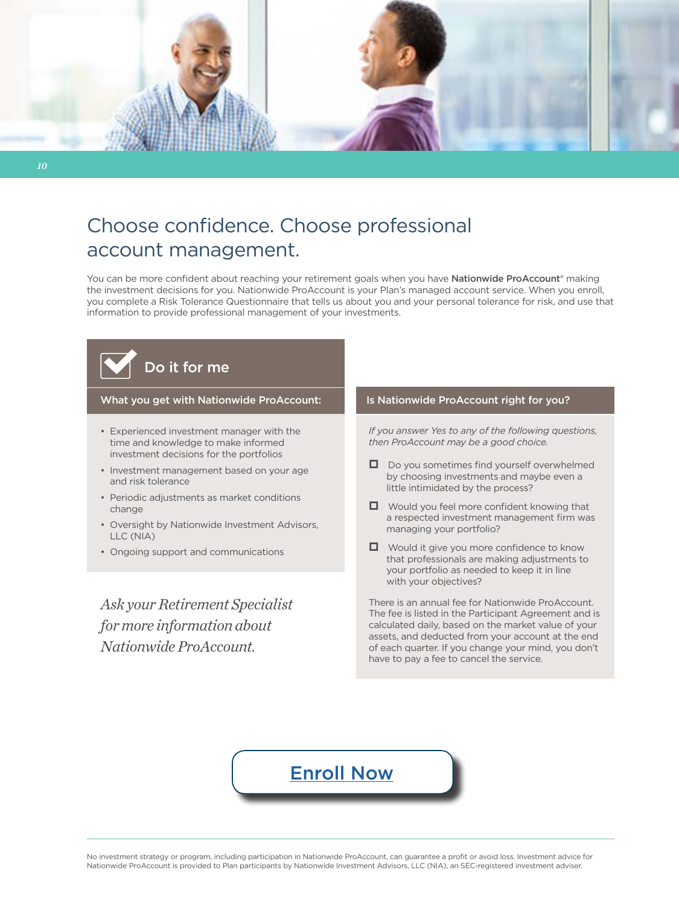# Choose confidence. Choose professional account management.

You can be more confident about reaching your retirement goals when you have **Nationwide ProAccount**® making the investment decisions for you. Nationwide ProAccount is your Plan's managed account service. When you enroll, you complete a Risk Tolerance Questionnaire that tells us about you and your personal tolerance for risk, and use that information to provide professional management of your investments.

## Do it for me

### What you get with Nationwide ProAccount:

- Experienced investment manager with the time and knowledge to make informed investment decisions for the portfolios
- Investment management based on your age and risk tolerance
- Periodic adjustments as market conditions change
- Oversight by Nationwide Investment Advisors, LLC (NIA)
- Ongoing support and communications

*Ask your Retirement Specialist for more information about Nationwide ProAccount.*

### Is Nationwide ProAccount right for you?

*If you answer Yes to any of the following questions, then ProAccount may be a good choice.*

- ☐ Do you sometimes find yourself overwhelmed by choosing investments and maybe even a little intimidated by the process?
- ☐ Would you feel more confident knowing that a respected investment management firm was managing your portfolio?
- ☐ Would it give you more confidence to know that professionals are making adjustments to your portfolio as needed to keep it in line with your objectives?

There is an annual fee for Nationwide ProAccount. The fee is listed in the Participant Agreement and is calculated daily, based on the market value of your assets, and deducted from your account at the end of each quarter. If you change your mind, you don't have to pay a fee to cancel the service.

[Enroll Now]

No investment strategy or program, including participation in Nationwide ProAccount, can guarantee a profit or avoid loss. Investment advice for Nationwide ProAccount is provided to Plan participants by Nationwide Investment Advisors, LLC (NIA), an SEC-registered investment adviser.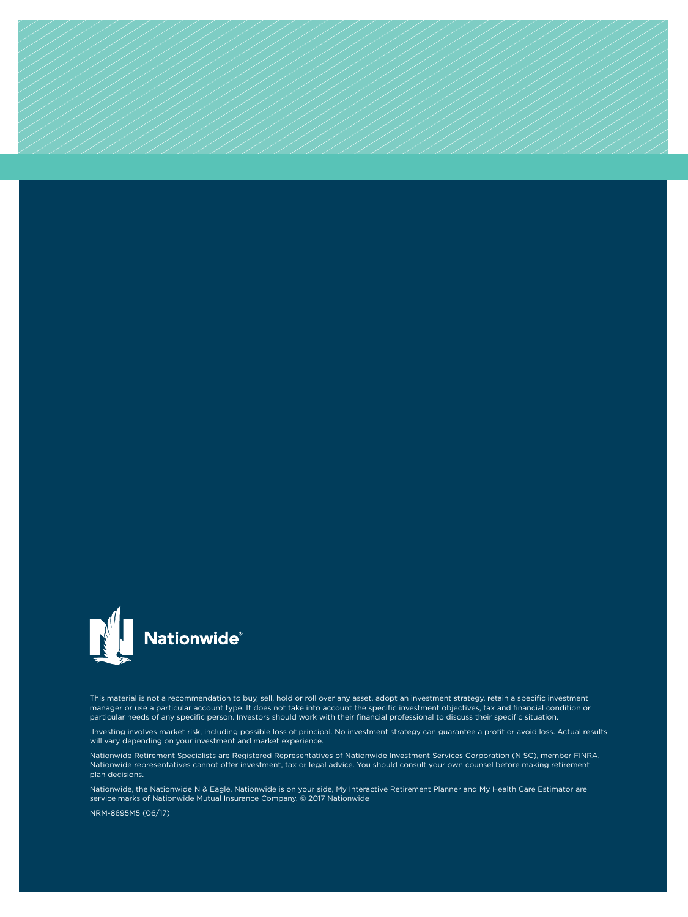Nationwide®

This material is not a recommendation to buy, sell, hold or roll over any asset, adopt an investment strategy, retain a specific investment manager or use a particular account type. It does not take into account the specific investment objectives, tax and financial condition or particular needs of any specific person. Investors should work with their financial professional to discuss their specific situation.

Investing involves market risk, including possible loss of principal. No investment strategy can guarantee a profit or avoid loss. Actual results will vary depending on your investment and market experience.

Nationwide Retirement Specialists are Registered Representatives of Nationwide Investment Services Corporation (NISC), member FINRA. Nationwide representatives cannot offer investment, tax or legal advice. You should consult your own counsel before making retirement plan decisions.

Nationwide, the Nationwide N & Eagle, Nationwide is on your side, My Interactive Retirement Planner and My Health Care Estimator are service marks of Nationwide Mutual Insurance Company. © 2017 Nationwide

NRM-8695M5 (06/17)